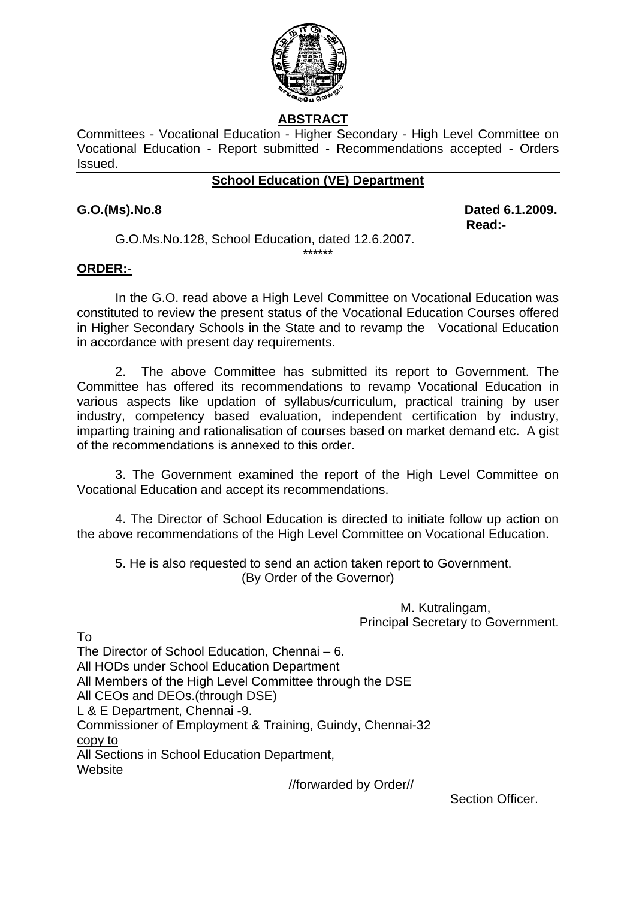## ABSTRACT

Committees - Vocational Education - Higher Secondary - High Level Committee on Vocational Education - Report submitted - Recommendations accepted - Orders Issued.

### School Education (VE) Department

**G.O.(Ms).No.8** **Dated 6.1.2009.**

**Read:-**

G.O.Ms.No.128, School Education, dated 12.6.2007.

******

**ORDER:-**

In the G.O. read above a High Level Committee on Vocational Education was constituted to review the present status of the Vocational Education Courses offered in Higher Secondary Schools in the State and to revamp the Vocational Education in accordance with present day requirements.

2. The above Committee has submitted its report to Government. The Committee has offered its recommendations to revamp Vocational Education in various aspects like updation of syllabus/curriculum, practical training by user industry, competency based evaluation, independent certification by industry, imparting training and rationalisation of courses based on market demand etc. A gist of the recommendations is annexed to this order.

3. The Government examined the report of the High Level Committee on Vocational Education and accept its recommendations.

4. The Director of School Education is directed to initiate follow up action on the above recommendations of the High Level Committee on Vocational Education.

5. He is also requested to send an action taken report to Government.

(By Order of the Governor)

M. Kutralingam,
Principal Secretary to Government.

To
The Director of School Education, Chennai – 6.
All HODs under School Education Department
All Members of the High Level Committee through the DSE
All CEOs and DEOs.(through DSE)
L & E Department, Chennai -9.
Commissioner of Employment & Training, Guindy, Chennai-32
copy to
All Sections in School Education Department,
Website

//forwarded by Order//

Section Officer.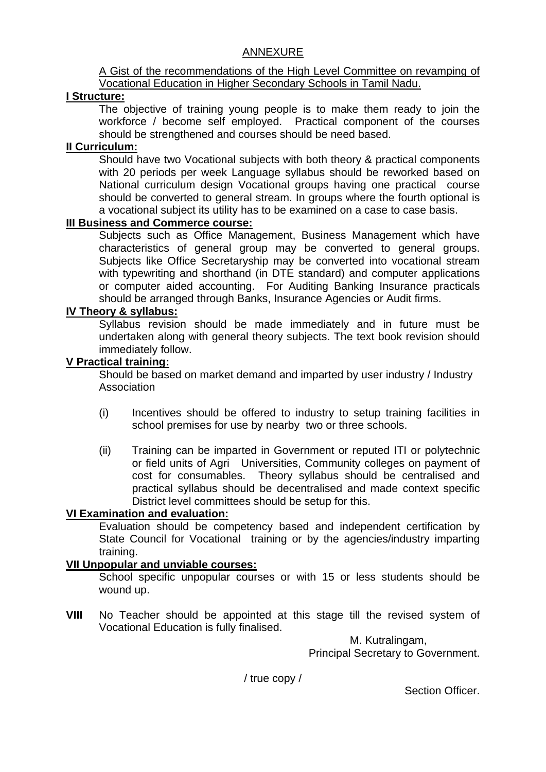## ANNEXURE

A Gist of the recommendations of the High Level Committee on revamping of Vocational Education in Higher Secondary Schools in Tamil Nadu.

**I Structure:**

The objective of training young people is to make them ready to join the workforce / become self employed. Practical component of the courses should be strengthened and courses should be need based.

**II Curriculum:**

Should have two Vocational subjects with both theory & practical components with 20 periods per week Language syllabus should be reworked based on National curriculum design Vocational groups having one practical course should be converted to general stream. In groups where the fourth optional is a vocational subject its utility has to be examined on a case to case basis.

**III Business and Commerce course:**

Subjects such as Office Management, Business Management which have characteristics of general group may be converted to general groups. Subjects like Office Secretaryship may be converted into vocational stream with typewriting and shorthand (in DTE standard) and computer applications or computer aided accounting. For Auditing Banking Insurance practicals should be arranged through Banks, Insurance Agencies or Audit firms.

**IV Theory & syllabus:**

Syllabus revision should be made immediately and in future must be undertaken along with general theory subjects. The text book revision should immediately follow.

**V Practical training:**

Should be based on market demand and imparted by user industry / Industry Association

(i) Incentives should be offered to industry to setup training facilities in school premises for use by nearby two or three schools.

(ii) Training can be imparted in Government or reputed ITI or polytechnic or field units of Agri Universities, Community colleges on payment of cost for consumables. Theory syllabus should be centralised and practical syllabus should be decentralised and made context specific District level committees should be setup for this.

**VI Examination and evaluation:**

Evaluation should be competency based and independent certification by State Council for Vocational training or by the agencies/industry imparting training.

**VII Unpopular and unviable courses:**

School specific unpopular courses or with 15 or less students should be wound up.

**VIII** No Teacher should be appointed at this stage till the revised system of Vocational Education is fully finalised.

M. Kutralingam,
Principal Secretary to Government.

/ true copy /

Section Officer.